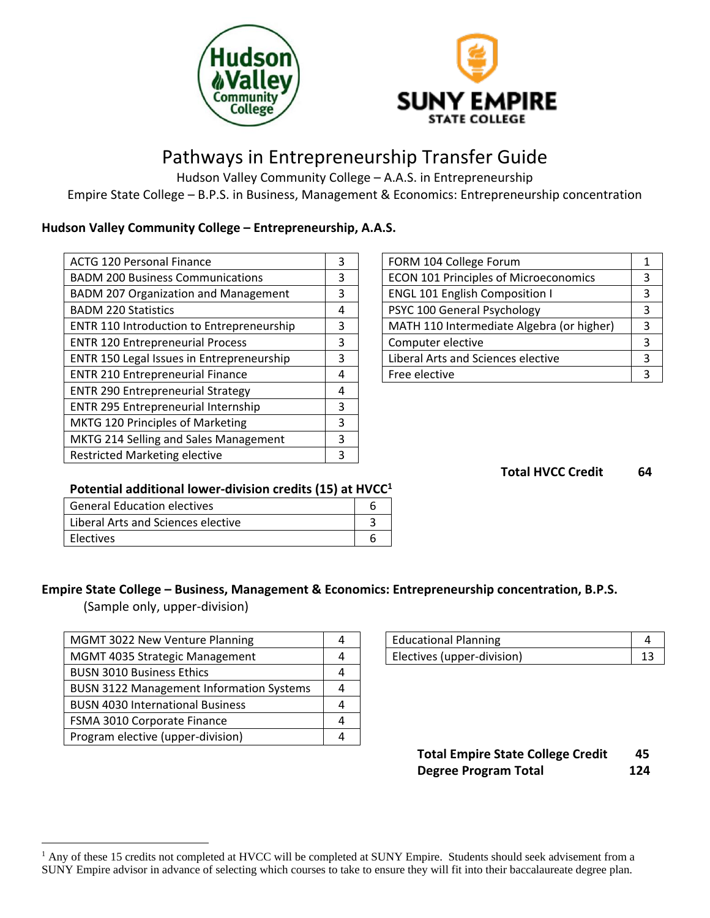# Pathways in Entrepreneurship Transfer Guide

Hudson Valley Community College – A.A.S. in Entrepreneurship

Empire State College – B.P.S. in Business, Management & Economics: Entrepreneurship concentration

## Hudson Valley Community College – Entrepreneurship, A.A.S.

| Course | Credits |
|---|---|
| ACTG 120 Personal Finance | 3 |
| BADM 200 Business Communications | 3 |
| BADM 207 Organization and Management | 3 |
| BADM 220 Statistics | 4 |
| ENTR 110 Introduction to Entrepreneurship | 3 |
| ENTR 120 Entrepreneurial Process | 3 |
| ENTR 150 Legal Issues in Entrepreneurship | 3 |
| ENTR 210 Entrepreneurial Finance | 4 |
| ENTR 290 Entrepreneurial Strategy | 4 |
| ENTR 295 Entrepreneurial Internship | 3 |
| MKTG 120 Principles of Marketing | 3 |
| MKTG 214 Selling and Sales Management | 3 |
| Restricted Marketing elective | 3 |

| Course | Credits |
|---|---|
| FORM 104 College Forum | 1 |
| ECON 101 Principles of Microeconomics | 3 |
| ENGL 101 English Composition I | 3 |
| PSYC 100 General Psychology | 3 |
| MATH 110 Intermediate Algebra (or higher) | 3 |
| Computer elective | 3 |
| Liberal Arts and Sciences elective | 3 |
| Free elective | 3 |

**Total HVCC Credit 64**

**Potential additional lower-division credits (15) at HVCC[1]**

| Course | Credits |
|---|---|
| General Education electives | 6 |
| Liberal Arts and Sciences elective | 3 |
| Electives | 6 |

## Empire State College – Business, Management & Economics: Entrepreneurship concentration, B.P.S.

(Sample only, upper-division)

| Course | Credits |
|---|---|
| MGMT 3022 New Venture Planning | 4 |
| MGMT 4035 Strategic Management | 4 |
| BUSN 3010 Business Ethics | 4 |
| BUSN 3122 Management Information Systems | 4 |
| BUSN 4030 International Business | 4 |
| FSMA 3010 Corporate Finance | 4 |
| Program elective (upper-division) | 4 |

| Course | Credits |
|---|---|
| Educational Planning | 4 |
| Electives (upper-division) | 13 |

**Total Empire State College Credit 45**

**Degree Program Total 124**

[1] Any of these 15 credits not completed at HVCC will be completed at SUNY Empire. Students should seek advisement from a SUNY Empire advisor in advance of selecting which courses to take to ensure they will fit into their baccalaureate degree plan.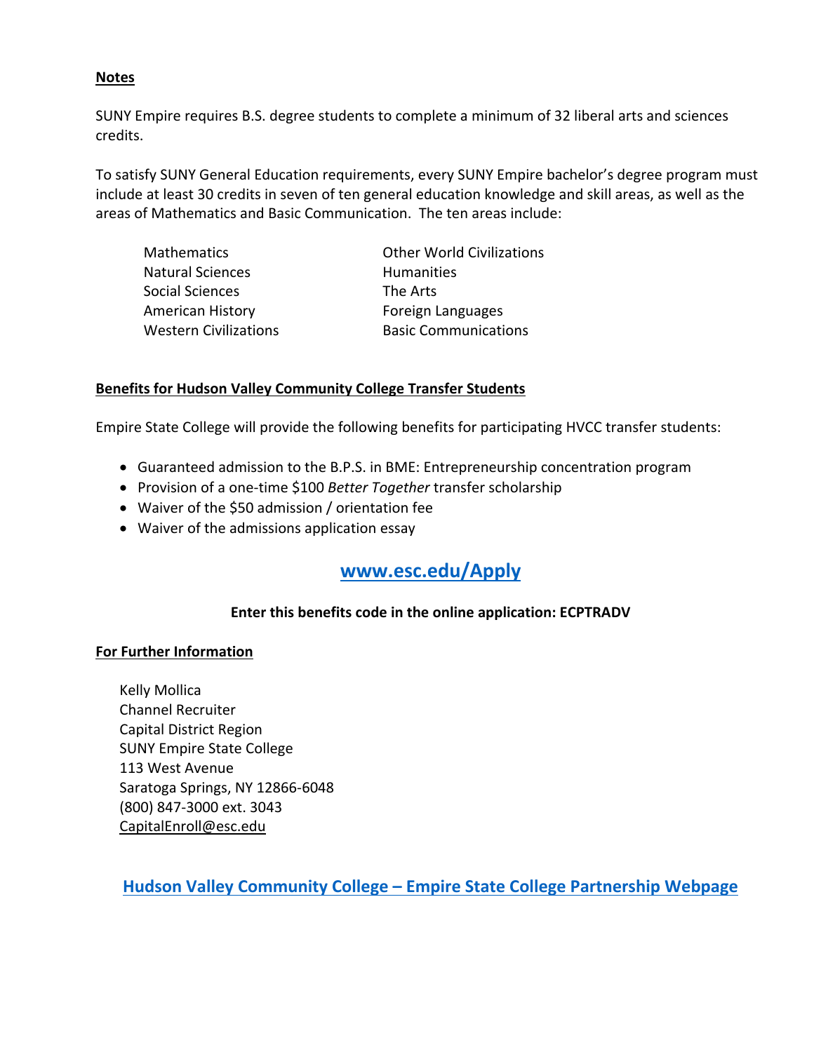**Notes**

SUNY Empire requires B.S. degree students to complete a minimum of 32 liberal arts and sciences credits.

To satisfy SUNY General Education requirements, every SUNY Empire bachelor's degree program must include at least 30 credits in seven of ten general education knowledge and skill areas, as well as the areas of Mathematics and Basic Communication. The ten areas include:

- Mathematics
- Natural Sciences
- Social Sciences
- American History
- Western Civilizations
- Other World Civilizations
- Humanities
- The Arts
- Foreign Languages
- Basic Communications

**Benefits for Hudson Valley Community College Transfer Students**

Empire State College will provide the following benefits for participating HVCC transfer students:

- Guaranteed admission to the B.P.S. in BME: Entrepreneurship concentration program
- Provision of a one-time $100 *Better Together* transfer scholarship
- Waiver of the $50 admission / orientation fee
- Waiver of the admissions application essay

**www.esc.edu/Apply**

**Enter this benefits code in the online application: ECPTRADV**

**For Further Information**

Kelly Mollica
Channel Recruiter
Capital District Region
SUNY Empire State College
113 West Avenue
Saratoga Springs, NY 12866-6048
(800) 847-3000 ext. 3043
CapitalEnroll@esc.edu

**Hudson Valley Community College – Empire State College Partnership Webpage**